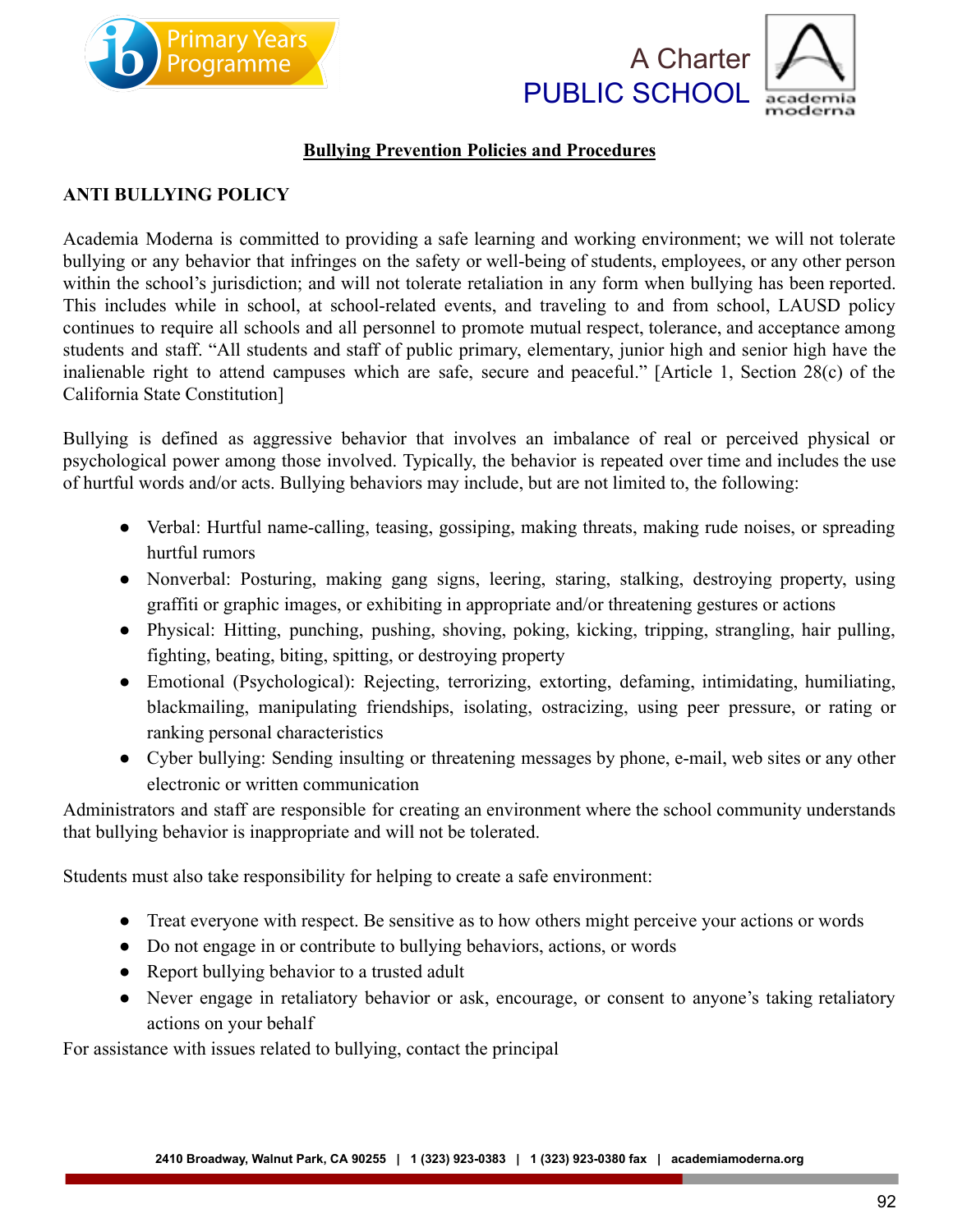# Bullying Prevention Policies and Procedures

## ANTI BULLYING POLICY

Academia Moderna is committed to providing a safe learning and working environment; we will not tolerate bullying or any behavior that infringes on the safety or well-being of students, employees, or any other person within the school's jurisdiction; and will not tolerate retaliation in any form when bullying has been reported. This includes while in school, at school-related events, and traveling to and from school, LAUSD policy continues to require all schools and all personnel to promote mutual respect, tolerance, and acceptance among students and staff. "All students and staff of public primary, elementary, junior high and senior high have the inalienable right to attend campuses which are safe, secure and peaceful." [Article 1, Section 28(c) of the California State Constitution]

Bullying is defined as aggressive behavior that involves an imbalance of real or perceived physical or psychological power among those involved. Typically, the behavior is repeated over time and includes the use of hurtful words and/or acts. Bullying behaviors may include, but are not limited to, the following:

- Verbal: Hurtful name-calling, teasing, gossiping, making threats, making rude noises, or spreading hurtful rumors
- Nonverbal: Posturing, making gang signs, leering, staring, stalking, destroying property, using graffiti or graphic images, or exhibiting in appropriate and/or threatening gestures or actions
- Physical: Hitting, punching, pushing, shoving, poking, kicking, tripping, strangling, hair pulling, fighting, beating, biting, spitting, or destroying property
- Emotional (Psychological): Rejecting, terrorizing, extorting, defaming, intimidating, humiliating, blackmailing, manipulating friendships, isolating, ostracizing, using peer pressure, or rating or ranking personal characteristics
- Cyber bullying: Sending insulting or threatening messages by phone, e-mail, web sites or any other electronic or written communication

Administrators and staff are responsible for creating an environment where the school community understands that bullying behavior is inappropriate and will not be tolerated.

Students must also take responsibility for helping to create a safe environment:

- Treat everyone with respect. Be sensitive as to how others might perceive your actions or words
- Do not engage in or contribute to bullying behaviors, actions, or words
- Report bullying behavior to a trusted adult
- Never engage in retaliatory behavior or ask, encourage, or consent to anyone's taking retaliatory actions on your behalf

For assistance with issues related to bullying, contact the principal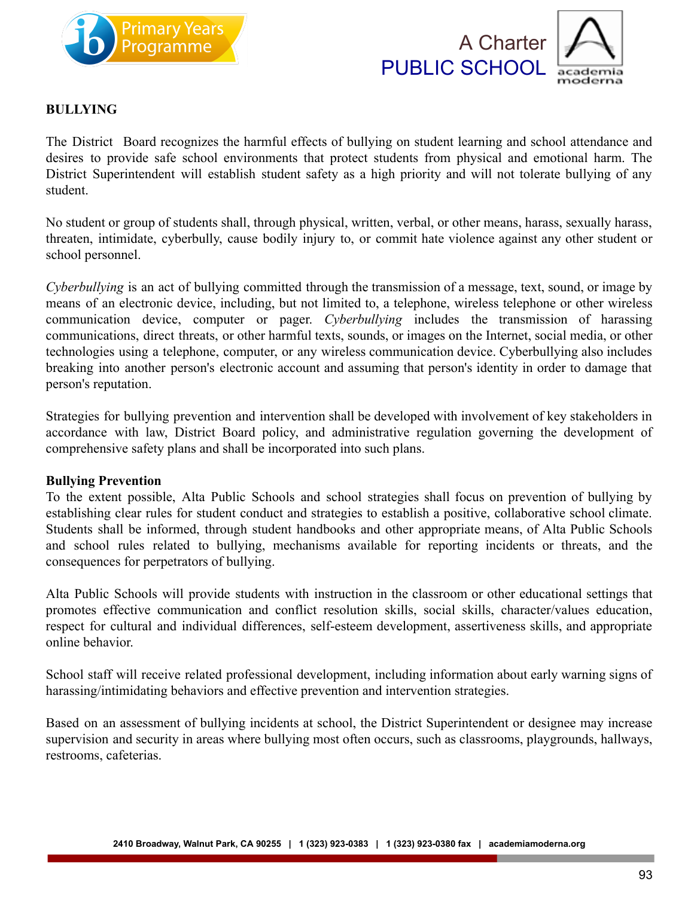## BULLYING

The District Board recognizes the harmful effects of bullying on student learning and school attendance and desires to provide safe school environments that protect students from physical and emotional harm. The District Superintendent will establish student safety as a high priority and will not tolerate bullying of any student.

No student or group of students shall, through physical, written, verbal, or other means, harass, sexually harass, threaten, intimidate, cyberbully, cause bodily injury to, or commit hate violence against any other student or school personnel.

*Cyberbullying* is an act of bullying committed through the transmission of a message, text, sound, or image by means of an electronic device, including, but not limited to, a telephone, wireless telephone or other wireless communication device, computer or pager. *Cyberbullying* includes the transmission of harassing communications, direct threats, or other harmful texts, sounds, or images on the Internet, social media, or other technologies using a telephone, computer, or any wireless communication device. Cyberbullying also includes breaking into another person's electronic account and assuming that person's identity in order to damage that person's reputation.

Strategies for bullying prevention and intervention shall be developed with involvement of key stakeholders in accordance with law, District Board policy, and administrative regulation governing the development of comprehensive safety plans and shall be incorporated into such plans.

### Bullying Prevention

To the extent possible, Alta Public Schools and school strategies shall focus on prevention of bullying by establishing clear rules for student conduct and strategies to establish a positive, collaborative school climate. Students shall be informed, through student handbooks and other appropriate means, of Alta Public Schools and school rules related to bullying, mechanisms available for reporting incidents or threats, and the consequences for perpetrators of bullying.

Alta Public Schools will provide students with instruction in the classroom or other educational settings that promotes effective communication and conflict resolution skills, social skills, character/values education, respect for cultural and individual differences, self-esteem development, assertiveness skills, and appropriate online behavior.

School staff will receive related professional development, including information about early warning signs of harassing/intimidating behaviors and effective prevention and intervention strategies.

Based on an assessment of bullying incidents at school, the District Superintendent or designee may increase supervision and security in areas where bullying most often occurs, such as classrooms, playgrounds, hallways, restrooms, cafeterias.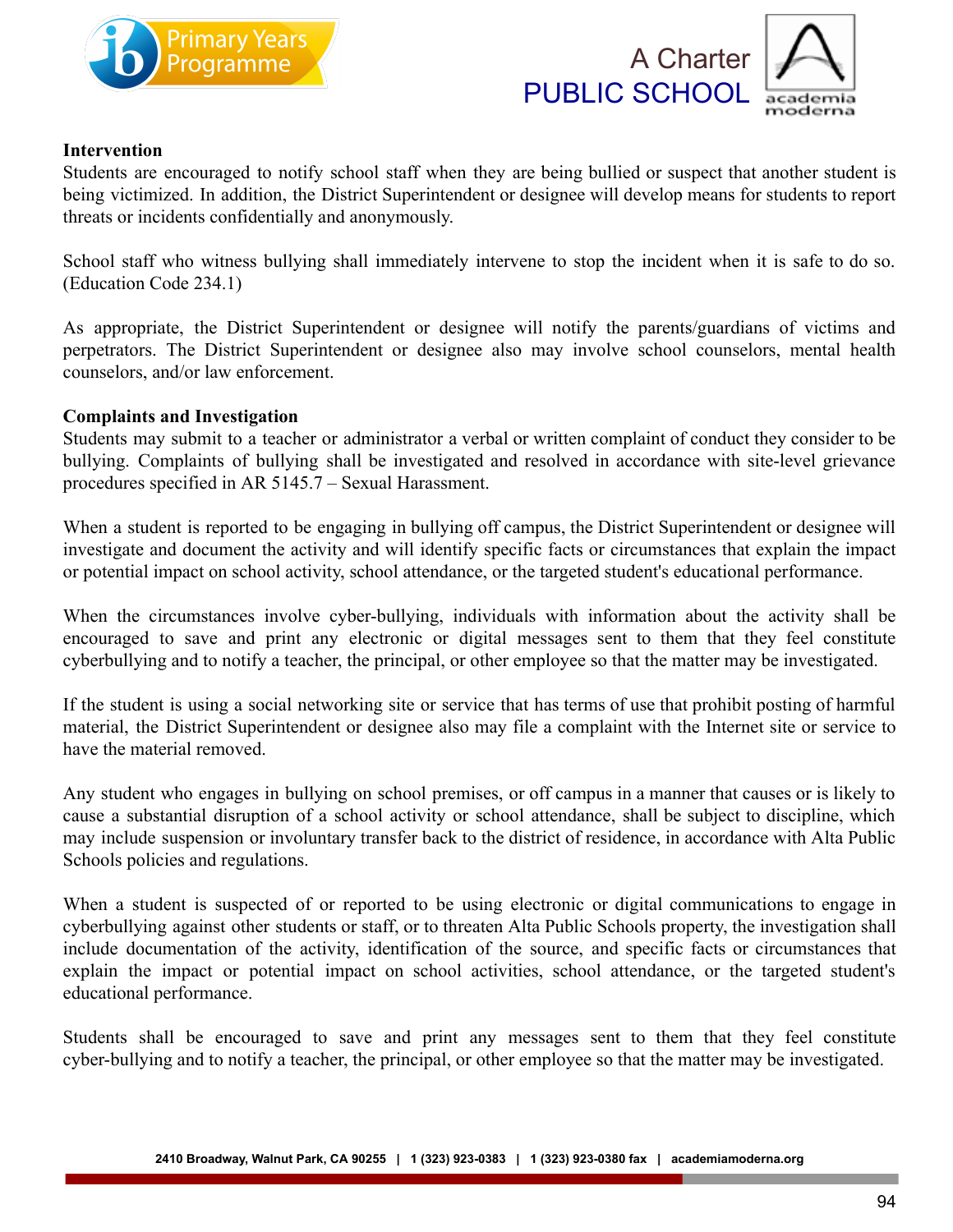**Intervention**

Students are encouraged to notify school staff when they are being bullied or suspect that another student is being victimized. In addition, the District Superintendent or designee will develop means for students to report threats or incidents confidentially and anonymously.

School staff who witness bullying shall immediately intervene to stop the incident when it is safe to do so. (Education Code 234.1)

As appropriate, the District Superintendent or designee will notify the parents/guardians of victims and perpetrators. The District Superintendent or designee also may involve school counselors, mental health counselors, and/or law enforcement.

**Complaints and Investigation**

Students may submit to a teacher or administrator a verbal or written complaint of conduct they consider to be bullying. Complaints of bullying shall be investigated and resolved in accordance with site-level grievance procedures specified in AR 5145.7 – Sexual Harassment.

When a student is reported to be engaging in bullying off campus, the District Superintendent or designee will investigate and document the activity and will identify specific facts or circumstances that explain the impact or potential impact on school activity, school attendance, or the targeted student's educational performance.

When the circumstances involve cyber-bullying, individuals with information about the activity shall be encouraged to save and print any electronic or digital messages sent to them that they feel constitute cyberbullying and to notify a teacher, the principal, or other employee so that the matter may be investigated.

If the student is using a social networking site or service that has terms of use that prohibit posting of harmful material, the District Superintendent or designee also may file a complaint with the Internet site or service to have the material removed.

Any student who engages in bullying on school premises, or off campus in a manner that causes or is likely to cause a substantial disruption of a school activity or school attendance, shall be subject to discipline, which may include suspension or involuntary transfer back to the district of residence, in accordance with Alta Public Schools policies and regulations.

When a student is suspected of or reported to be using electronic or digital communications to engage in cyberbullying against other students or staff, or to threaten Alta Public Schools property, the investigation shall include documentation of the activity, identification of the source, and specific facts or circumstances that explain the impact or potential impact on school activities, school attendance, or the targeted student's educational performance.

Students shall be encouraged to save and print any messages sent to them that they feel constitute cyber-bullying and to notify a teacher, the principal, or other employee so that the matter may be investigated.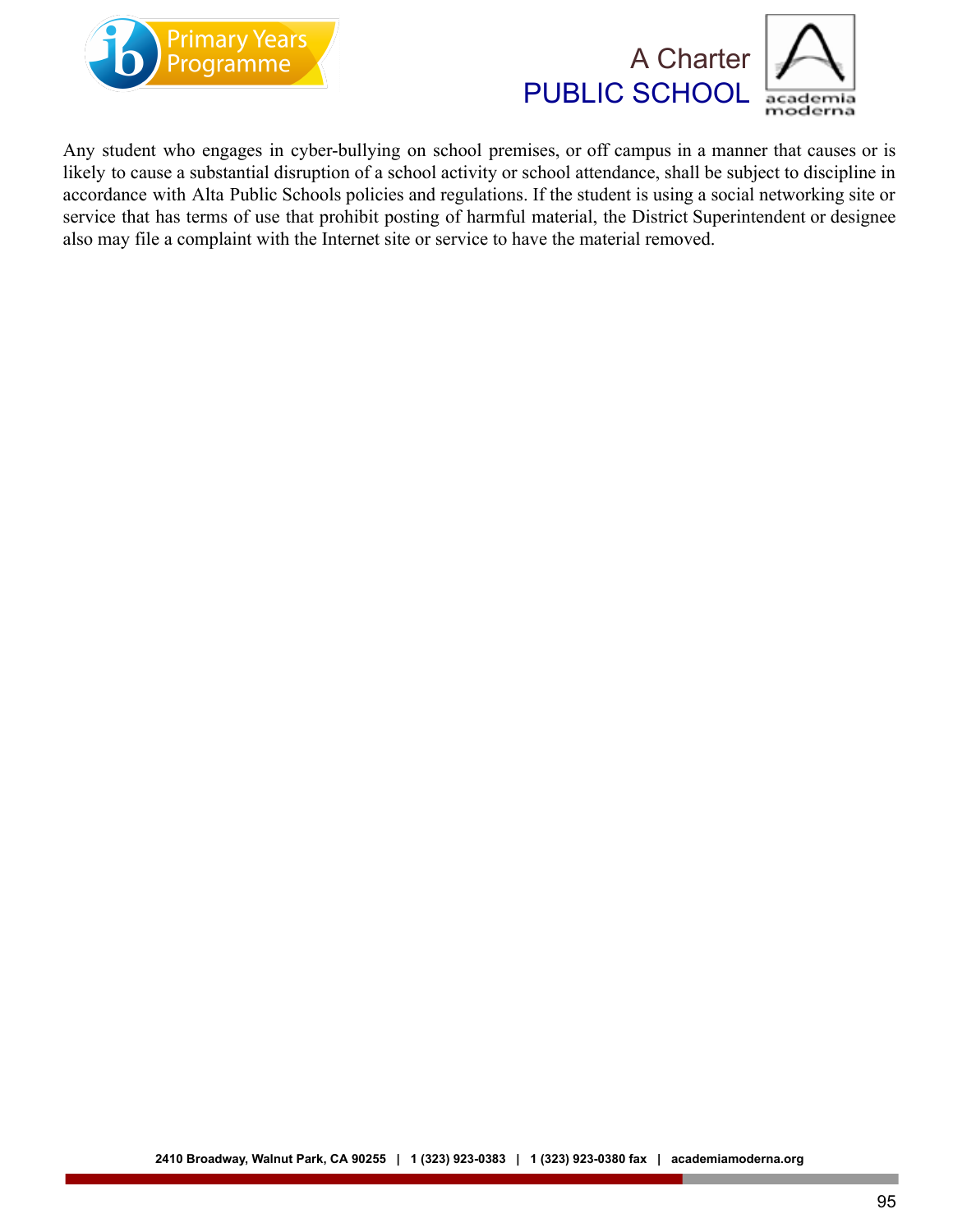Any student who engages in cyber-bullying on school premises, or off campus in a manner that causes or is likely to cause a substantial disruption of a school activity or school attendance, shall be subject to discipline in accordance with Alta Public Schools policies and regulations. If the student is using a social networking site or service that has terms of use that prohibit posting of harmful material, the District Superintendent or designee also may file a complaint with the Internet site or service to have the material removed.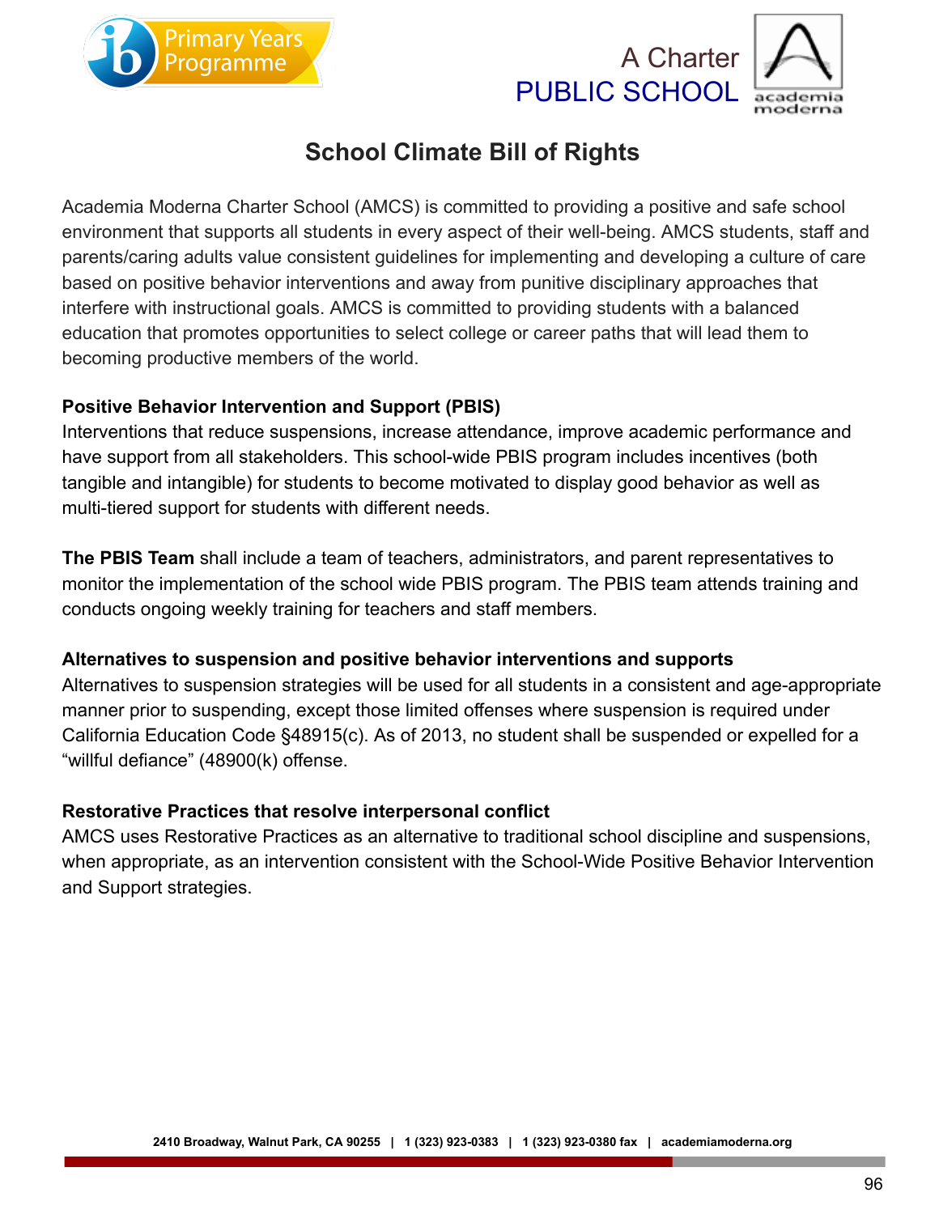A Charter
PUBLIC SCHOOL

# School Climate Bill of Rights

Academia Moderna Charter School (AMCS) is committed to providing a positive and safe school environment that supports all students in every aspect of their well-being. AMCS students, staff and parents/caring adults value consistent guidelines for implementing and developing a culture of care based on positive behavior interventions and away from punitive disciplinary approaches that interfere with instructional goals. AMCS is committed to providing students with a balanced education that promotes opportunities to select college or career paths that will lead them to becoming productive members of the world.

**Positive Behavior Intervention and Support (PBIS)**
Interventions that reduce suspensions, increase attendance, improve academic performance and have support from all stakeholders. This school-wide PBIS program includes incentives (both tangible and intangible) for students to become motivated to display good behavior as well as multi-tiered support for students with different needs.

**The PBIS Team** shall include a team of teachers, administrators, and parent representatives to monitor the implementation of the school wide PBIS program. The PBIS team attends training and conducts ongoing weekly training for teachers and staff members.

**Alternatives to suspension and positive behavior interventions and supports**
Alternatives to suspension strategies will be used for all students in a consistent and age-appropriate manner prior to suspending, except those limited offenses where suspension is required under California Education Code §48915(c). As of 2013, no student shall be suspended or expelled for a "willful defiance" (48900(k) offense.

**Restorative Practices that resolve interpersonal conflict**
AMCS uses Restorative Practices as an alternative to traditional school discipline and suspensions, when appropriate, as an intervention consistent with the School-Wide Positive Behavior Intervention and Support strategies.

2410 Broadway, Walnut Park, CA 90255 | 1 (323) 923-0383 | 1 (323) 923-0380 fax | academiamoderna.org